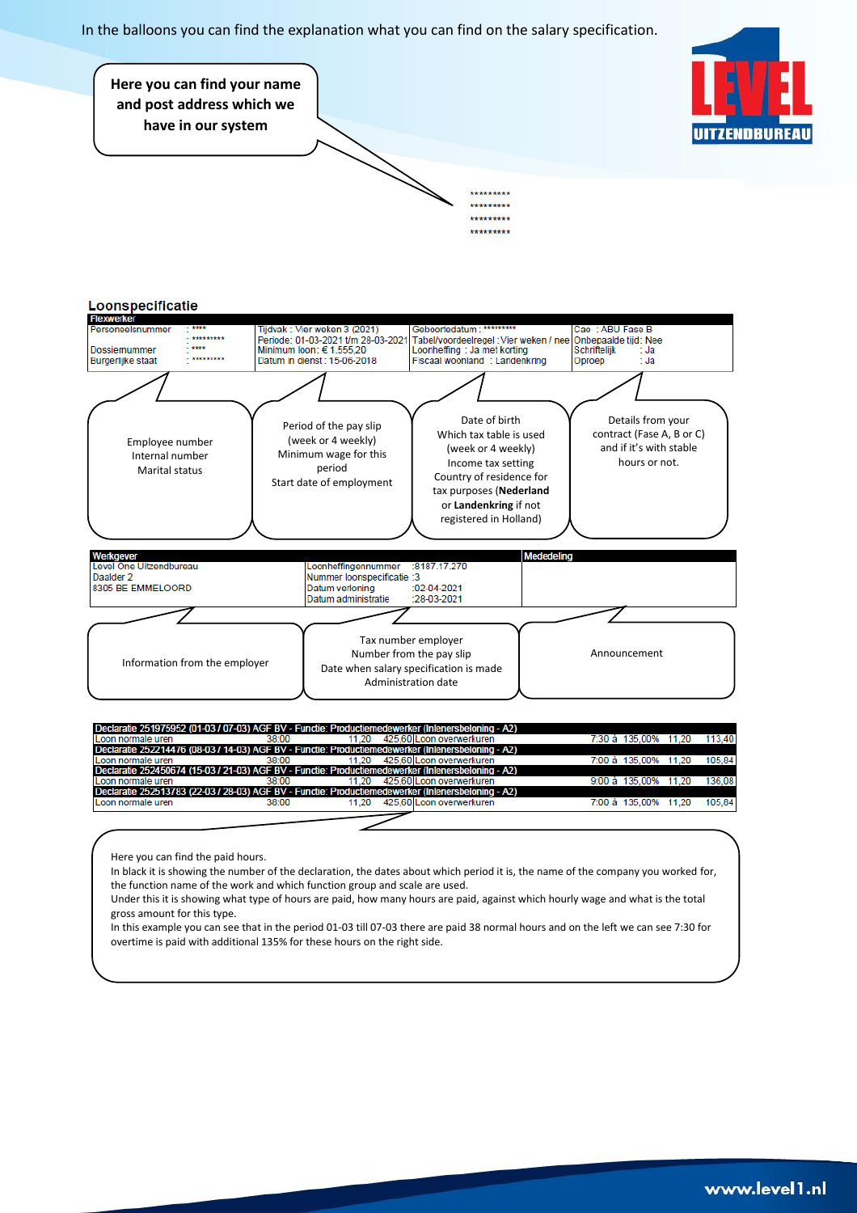In the balloons you can find the explanation what you can find on the salary specification.

Here you can find your name and post address which we have in our system

*********
*********
*********
*********

## Loonspecificatie

| Flexwerker | | | |
|---|---|---|---|
| Personeelsnummer : **** <br> : ********* <br> Dossiernummer : **** <br> Burgerlijke staat : ********* | Tijdvak : Vier weken 3 (2021) <br> Periode: 01-03-2021 t/m 28-03-2021 <br> Minimum loon: € 1.555,20 <br> Datum in dienst : 15-06-2018 | Geboortedatum : ********* <br> Tabel/voordeelregel : Vier weken / nee <br> Loonheffing : Ja met korting <br> Fiscaal woonland : Landenkring | Cao : ABU Fase B <br> Onbepaalde tijd: Nee <br> Schriftelijk : Ja <br> Oproep : Ja |

Employee number
Internal number
Marital status

Period of the pay slip (week or 4 weekly)
Minimum wage for this period
Start date of employment

Date of birth
Which tax table is used (week or 4 weekly)
Income tax setting
Country of residence for tax purposes (**Nederland** or **Landenkring** if not registered in Holland)

Details from your contract (Fase A, B or C) and if it's with stable hours or not.

| Werkgever | | Mededeling |
|---|---|---|
| Level One Uitzendbureau <br> Daalder 2 <br> 8305 BE EMMELOORD | Loonheffingennummer :8187.17.270 <br> Nummer loonspecificatie :3 <br> Datum verloning :02-04-2021 <br> Datum administratie :28-03-2021 | |

Information from the employer

Tax number employer
Number from the pay slip
Date when salary specification is made
Administration date

Announcement

| Declaratie 251975952 (01-03 / 07-03) AGF BV - Functie: Productiemedewerker (Inlenersbeloning - A2) | | | | | | | | |
|---|---|---|---|---|---|---|---|---|
| Loon normale uren | 38:00 | 11,20 | 425,60 | Loon overwerkuren | 7:30 à | 135,00% | 11,20 | 113,40 |
| **Declaratie 252214476 (08-03 / 14-03) AGF BV - Functie: Productiemedewerker (Inlenersbeloning - A2)** | | | | | | | | |
| Loon normale uren | 38:00 | 11,20 | 425,60 | Loon overwerkuren | 7:00 à | 135,00% | 11,20 | 105,84 |
| **Declaratie 252450674 (15-03 / 21-03) AGF BV - Functie: Productiemedewerker (Inlenersbeloning - A2)** | | | | | | | | |
| Loon normale uren | 38:00 | 11,20 | 425,60 | Loon overwerkuren | 9:00 à | 135,00% | 11,20 | 136,08 |
| **Declaratie 252513783 (22-03 / 28-03) AGF BV - Functie: Productiemedewerker (Inlenersbeloning - A2)** | | | | | | | | |
| Loon normale uren | 38:00 | 11,20 | 425,60 | Loon overwerkuren | 7:00 à | 135,00% | 11,20 | 105,84 |

Here you can find the paid hours.
In black it is showing the number of the declaration, the dates about which period it is, the name of the company you worked for, the function name of the work and which function group and scale are used.
Under this it is showing what type of hours are paid, how many hours are paid, against which hourly wage and what is the total gross amount for this type.
In this example you can see that in the period 01-03 till 07-03 there are paid 38 normal hours and on the left we can see 7:30 for overtime is paid with additional 135% for these hours on the right side.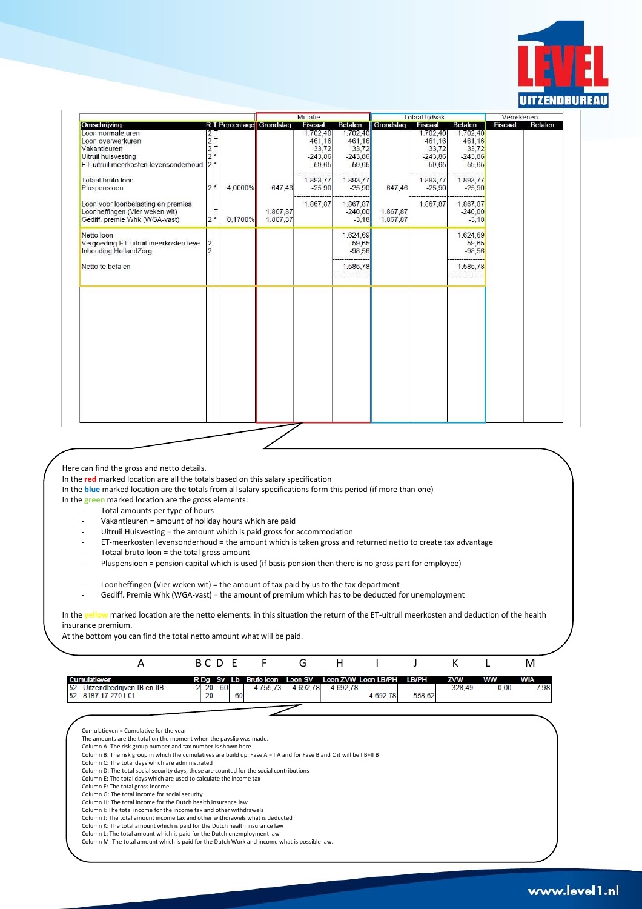| Omschrijving | R | T | Percentage | Mutatie Grondslag | Mutatie Fiscaal | Mutatie Betalen | Totaal tijdvak Grondslag | Totaal tijdvak Fiscaal | Totaal tijdvak Betalen | Verrekenen Fiscaal | Verrekenen Betalen |
|---|---|---|---|---|---|---|---|---|---|---|---|
| Loon normale uren | 2 | T | | | 1.702,40 | 1.702,40 | | 1.702,40 | 1.702,40 | | |
| Loon overwerkuren | 2 | T | | | 461,16 | 461,16 | | 461,16 | 461,16 | | |
| Vakantieuren | 2 | T | | | 33,72 | 33,72 | | 33,72 | 33,72 | | |
| Uitruil huisvesting | 2 | * | | | -243,86 | -243,86 | | -243,86 | -243,86 | | |
| ET-uitruil meerkosten levensonderhoud | 2 | * | | | -59,65 | -59,65 | | -59,65 | -59,65 | | |
| Totaal bruto loon | | | | | 1.893,77 | 1.893,77 | | 1.893,77 | 1.893,77 | | |
| Pluspensioen | 2 | * | 4,0000% | 647,46 | -25,90 | -25,90 | 647,46 | -25,90 | -25,90 | | |
| Loon voor loonbelasting en premies | | | | | 1.867,87 | 1.867,87 | | 1.867,87 | 1.867,87 | | |
| Loonheffingen (Vier weken wit) | | T | | 1.867,87 | | -240,00 | 1.867,87 | | -240,00 | | |
| Gediff. premie Whk (WGA-vast) | 2 | * | 0,1700% | 1.867,87 | | -3,18 | 1.867,87 | | -3,18 | | |
| Netto loon | | | | | | 1.624,69 | | | 1.624,69 | | |
| Vergoeding ET-uitruil meerkosten leve | 2 | | | | | 59,65 | | | 59,65 | | |
| Inhouding HollandZorg | 2 | | | | | -98,56 | | | -98,56 | | |
| Netto te betalen | | | | | | 1.585,78 | | | 1.585,78 | | |

Here can find the gross and netto details.
In the **red** marked location are all the totals based on this salary specification
In the **blue** marked location are the totals from all salary specifications form this period (if more than one)
In the **green** marked location are the gross elements:

- Total amounts per type of hours
- Vakantieuren = amount of holiday hours which are paid
- Uitruil Huisvesting = the amount which is paid gross for accommodation
- ET-meerkosten levensonderhoud = the amount which is taken gross and returned netto to create tax advantage
- Totaal bruto loon = the total gross amount
- Pluspensioen = pension capital which is used (if basis pension then there is no gross part for employee)

- Loonheffingen (Vier weken wit) = the amount of tax paid by us to the tax department
- Gediff. Premie Whk (WGA-vast) = the amount of premium which has to be deducted for unemployment

In the yellow marked location are the netto elements: in this situation the return of the ET-uitruil meerkosten and deduction of the health insurance premium.
At the bottom you can find the total netto amount what will be paid.

| A | B | C | D | E | F | G | H | I | J | K | L | M |
|---|---|---|---|---|---|---|---|---|---|---|---|---|
| Cumulatieven | R | Dg | Sv | Lb | Bruto loon | Loon SV | Loon ZVW | Loon LB/PH | LB/PH | ZVW | WW | WIA |
| 52 - Uitzendbedrijven IB en IIB | 2 | 20 | 60 | | 4.755,73 | 4.692,78 | 4.692,78 | | | 328,49 | 0,00 | 7,98 |
| 52 - 8187.17.270.L01 | | 20 | | 60 | | | | 4.692,78 | 558,62 | | | |

Cumulatieven = Cumulative for the year
The amounts are the total on the moment when the payslip was made.
Column A: The risk group number and tax number is shown here
Column B: The risk group in which the cumulatives are build up. Fase A = IIA and for Fase B and C it will be I B+II B
Column C: The total days which are administrated
Column D: The total social security days, these are counted for the social contributions
Column E: The total days which are used to calculate the income tax
Column F: The total gross income
Column G: The total income for social security
Column H: The total income for the Dutch health insurance law
Column I: The total income for the income tax and other withdrawels
Column J: The total amount income tax and other withdrawels what is deducted
Column K: The total amount which is paid for the Dutch health insurance law
Column L: The total amount which is paid for the Dutch unemployment law
Column M: The total amount which is paid for the Dutch Work and income what is possible law.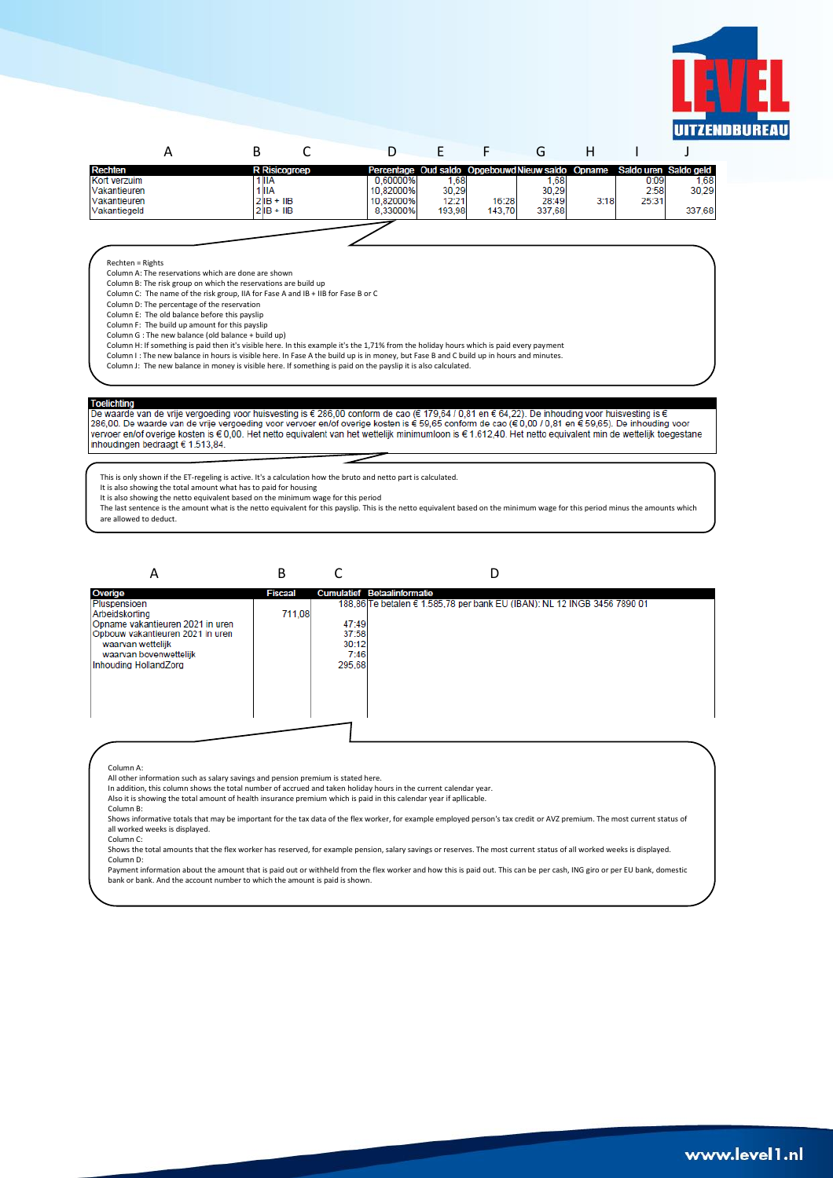| A | B | C | D | E | F | G | H | I | J |
|---|---|---|---|---|---|---|---|---|---|
| **Rechten** | **R** | **Risicogroep** | **Percentage** | **Oud saldo** | **Opgebouwd** | **Nieuw saldo** | **Opname** | **Saldo uren** | **Saldo geld** |
| Kort verzuim | 1 | IIA | 0,60000% | 1,68 | | 1,68 | | 0:09 | 1,68 |
| Vakantieuren | 1 | IIA | 10,82000% | 30,29 | | 30,29 | | 2:58 | 30,29 |
| Vakantieuren | 2 | IB + IIB | 10,82000% | 12:21 | 16:28 | 28:49 | 3:18 | 25:31 | |
| Vakantiegeld | 2 | IB + IIB | 8,33000% | 193,98 | 143,70 | 337,68 | | | 337,68 |

Rechten = Rights
Column A: The reservations which are done are shown
Column B: The risk group on which the reservations are build up
Column C: The name of the risk group, IIA for Fase A and IB + IIB for Fase B or C
Column D: The percentage of the reservation
Column E: The old balance before this payslip
Column F: The build up amount for this payslip
Column G : The new balance (old balance + build up)
Column H: If something is paid then it's visible here. In this example it's the 1,71% from the holiday hours which is paid every payment
Column I : The new balance in hours is visible here. In Fase A the build up is in money, but Fase B and C build up in hours and minutes.
Column J: The new balance in money is visible here. If something is paid on the payslip it is also calculated.

**Toelichting**

De waarde van de vrije vergoeding voor huisvesting is € 286,00 conform de cao (€ 179,64 / 0,81 en € 64,22). De inhouding voor huisvesting is € 286,00. De waarde van de vrije vergoeding voor vervoer en/of overige kosten is € 59,65 conform de cao (€ 0,00 / 0,81 en € 59,65). De inhouding voor vervoer en/of overige kosten is € 0,00. Het netto equivalent van het wettelijk minimumloon is € 1.612,40. Het netto equivalent min de wettelijk toegestane inhoudingen bedraagt € 1.513,84.

This is only shown if the ET-regeling is active. It's a calculation how the bruto and netto part is calculated.
It is also showing the total amount what has to paid for housing
It is also showing the netto equivalent based on the minimum wage for this period
The last sentence is the amount what is the netto equivalent for this payslip. This is the netto equivalent based on the minimum wage for this period minus the amounts which are allowed to deduct.

| A | B | C | D |
|---|---|---|---|
| **Overige** | **Fiscaal** | **Cumulatief** | **Betaalinformatie** |
| Pluspensioen | | 188,86 | Te betalen € 1.585,78 per bank EU (IBAN): NL 12 INGB 3456 7890 01 |
| Arbeidskorting | 711,08 | | |
| Opname vakantieuren 2021 in uren | | 47:49 | |
| Opbouw vakantieuren 2021 in uren | | 37:58 | |
| waarvan wettelijk | | 30:12 | |
| waarvan bovenwettelijk | | 7:46 | |
| Inhouding HollandZorg | | 295,68 | |

Column A:
All other information such as salary savings and pension premium is stated here.
In addition, this column shows the total number of accrued and taken holiday hours in the current calendar year.
Also it is showing the total amount of health insurance premium which is paid in this calendar year if apllicable.
Column B:
Shows informative totals that may be important for the tax data of the flex worker, for example employed person's tax credit or AVZ premium. The most current status of all worked weeks is displayed.
Column C:
Shows the total amounts that the flex worker has reserved, for example pension, salary savings or reserves. The most current status of all worked weeks is displayed.
Column D:
Payment information about the amount that is paid out or withheld from the flex worker and how this is paid out. This can be per cash, ING giro or per EU bank, domestic bank or bank. And the account number to which the amount is paid is shown.